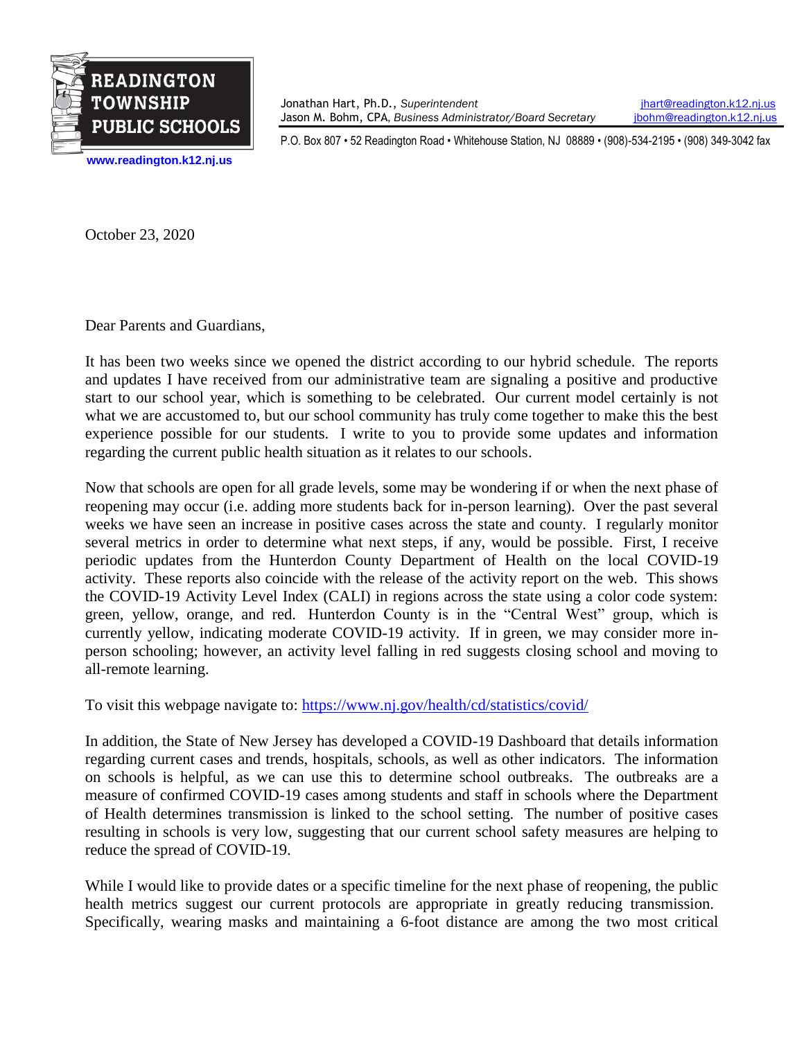**READINGTON TOWNSHIP PUBLIC SCHOOLS**

www.readington.k12.nj.us

Jonathan Hart, Ph.D., *Superintendent* jhart@readington.k12.nj.us
Jason M. Bohm, CPA, *Business Administrator/Board Secretary* jbohm@readington.k12.nj.us

P.O. Box 807 • 52 Readington Road • Whitehouse Station, NJ 08889 • (908)-534-2195 • (908) 349-3042 fax

October 23, 2020

Dear Parents and Guardians,

It has been two weeks since we opened the district according to our hybrid schedule. The reports and updates I have received from our administrative team are signaling a positive and productive start to our school year, which is something to be celebrated. Our current model certainly is not what we are accustomed to, but our school community has truly come together to make this the best experience possible for our students. I write to you to provide some updates and information regarding the current public health situation as it relates to our schools.

Now that schools are open for all grade levels, some may be wondering if or when the next phase of reopening may occur (i.e. adding more students back for in-person learning). Over the past several weeks we have seen an increase in positive cases across the state and county. I regularly monitor several metrics in order to determine what next steps, if any, would be possible. First, I receive periodic updates from the Hunterdon County Department of Health on the local COVID-19 activity. These reports also coincide with the release of the activity report on the web. This shows the COVID-19 Activity Level Index (CALI) in regions across the state using a color code system: green, yellow, orange, and red. Hunterdon County is in the "Central West" group, which is currently yellow, indicating moderate COVID-19 activity. If in green, we may consider more in-person schooling; however, an activity level falling in red suggests closing school and moving to all-remote learning.

To visit this webpage navigate to: https://www.nj.gov/health/cd/statistics/covid/

In addition, the State of New Jersey has developed a COVID-19 Dashboard that details information regarding current cases and trends, hospitals, schools, as well as other indicators. The information on schools is helpful, as we can use this to determine school outbreaks. The outbreaks are a measure of confirmed COVID-19 cases among students and staff in schools where the Department of Health determines transmission is linked to the school setting. The number of positive cases resulting in schools is very low, suggesting that our current school safety measures are helping to reduce the spread of COVID-19.

While I would like to provide dates or a specific timeline for the next phase of reopening, the public health metrics suggest our current protocols are appropriate in greatly reducing transmission. Specifically, wearing masks and maintaining a 6-foot distance are among the two most critical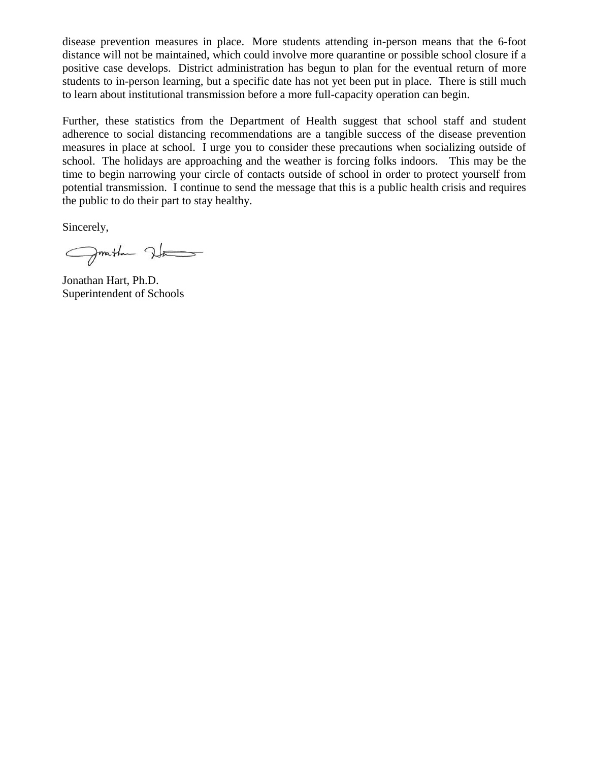disease prevention measures in place. More students attending in-person means that the 6-foot distance will not be maintained, which could involve more quarantine or possible school closure if a positive case develops. District administration has begun to plan for the eventual return of more students to in-person learning, but a specific date has not yet been put in place. There is still much to learn about institutional transmission before a more full-capacity operation can begin.

Further, these statistics from the Department of Health suggest that school staff and student adherence to social distancing recommendations are a tangible success of the disease prevention measures in place at school. I urge you to consider these precautions when socializing outside of school. The holidays are approaching and the weather is forcing folks indoors. This may be the time to begin narrowing your circle of contacts outside of school in order to protect yourself from potential transmission. I continue to send the message that this is a public health crisis and requires the public to do their part to stay healthy.

Sincerely,

Jonathan Hart, Ph.D.
Superintendent of Schools